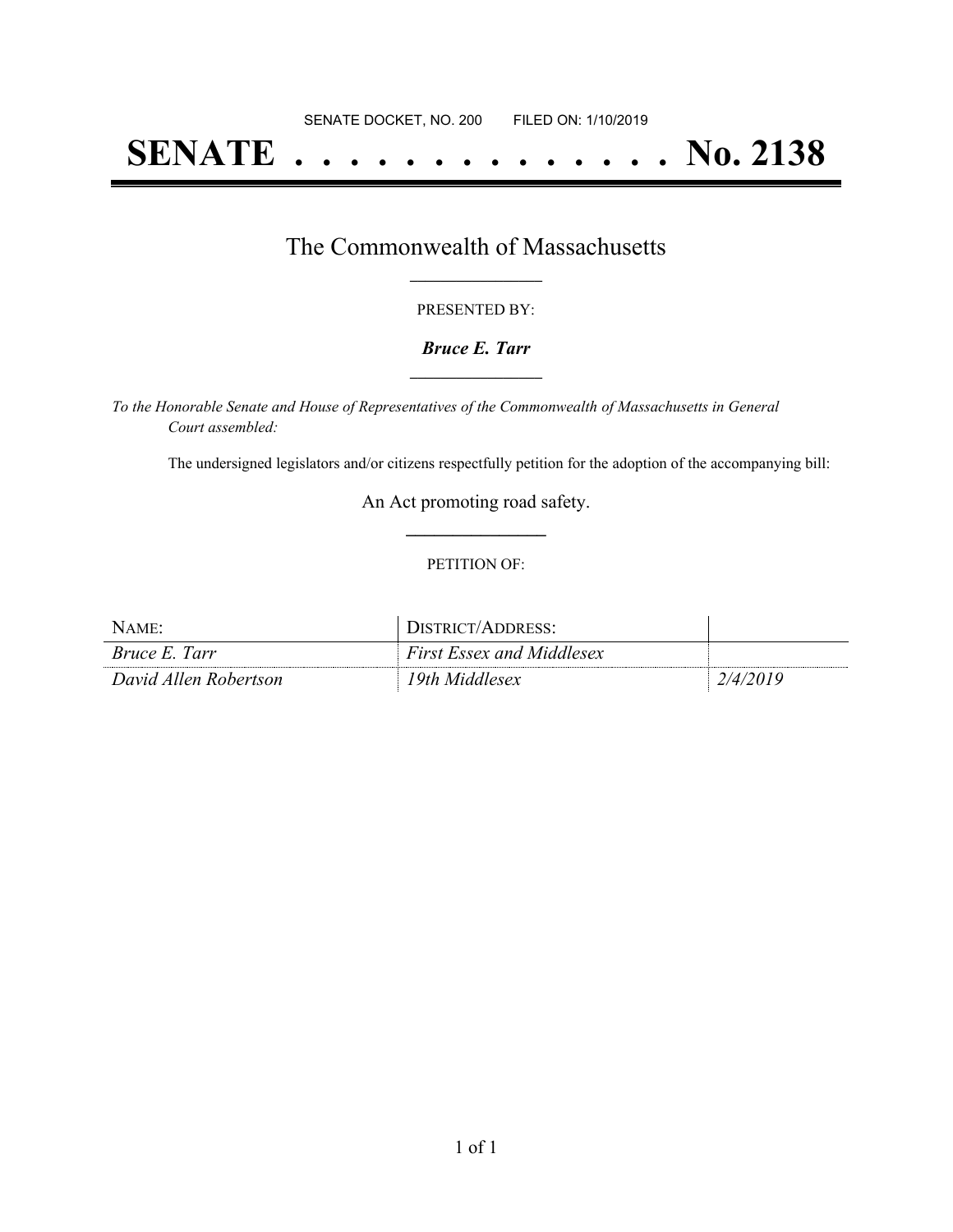SENATE DOCKET, NO. 200 FILED ON: 1/10/2019

# SENATE . . . . . . . . . . . . . . No. 2138

## The Commonwealth of Massachusetts

PRESENTED BY:

***Bruce E. Tarr***

*To the Honorable Senate and House of Representatives of the Commonwealth of Massachusetts in General Court assembled:*

The undersigned legislators and/or citizens respectfully petition for the adoption of the accompanying bill:

An Act promoting road safety.

PETITION OF:

| NAME: | DISTRICT/ADDRESS: | |
|---|---|---|
| *Bruce E. Tarr* | *First Essex and Middlesex* | |
| *David Allen Robertson* | *19th Middlesex* | *2/4/2019* |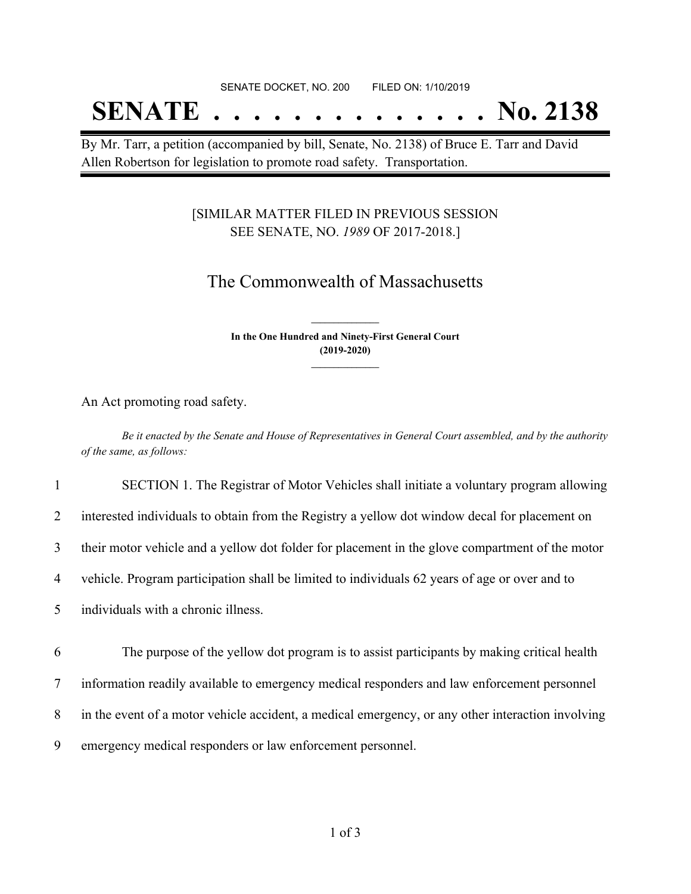SENATE DOCKET, NO. 200 FILED ON: 1/10/2019

# SENATE . . . . . . . . . . . . . . No. 2138

By Mr. Tarr, a petition (accompanied by bill, Senate, No. 2138) of Bruce E. Tarr and David Allen Robertson for legislation to promote road safety. Transportation.

[SIMILAR MATTER FILED IN PREVIOUS SESSION SEE SENATE, NO. *1989* OF 2017-2018.]

## The Commonwealth of Massachusetts

**In the One Hundred and Ninety-First General Court (2019-2020)**

An Act promoting road safety.

*Be it enacted by the Senate and House of Representatives in General Court assembled, and by the authority of the same, as follows:*

1 SECTION 1. The Registrar of Motor Vehicles shall initiate a voluntary program allowing
2 interested individuals to obtain from the Registry a yellow dot window decal for placement on
3 their motor vehicle and a yellow dot folder for placement in the glove compartment of the motor
4 vehicle. Program participation shall be limited to individuals 62 years of age or over and to
5 individuals with a chronic illness.

6 The purpose of the yellow dot program is to assist participants by making critical health
7 information readily available to emergency medical responders and law enforcement personnel
8 in the event of a motor vehicle accident, a medical emergency, or any other interaction involving
9 emergency medical responders or law enforcement personnel.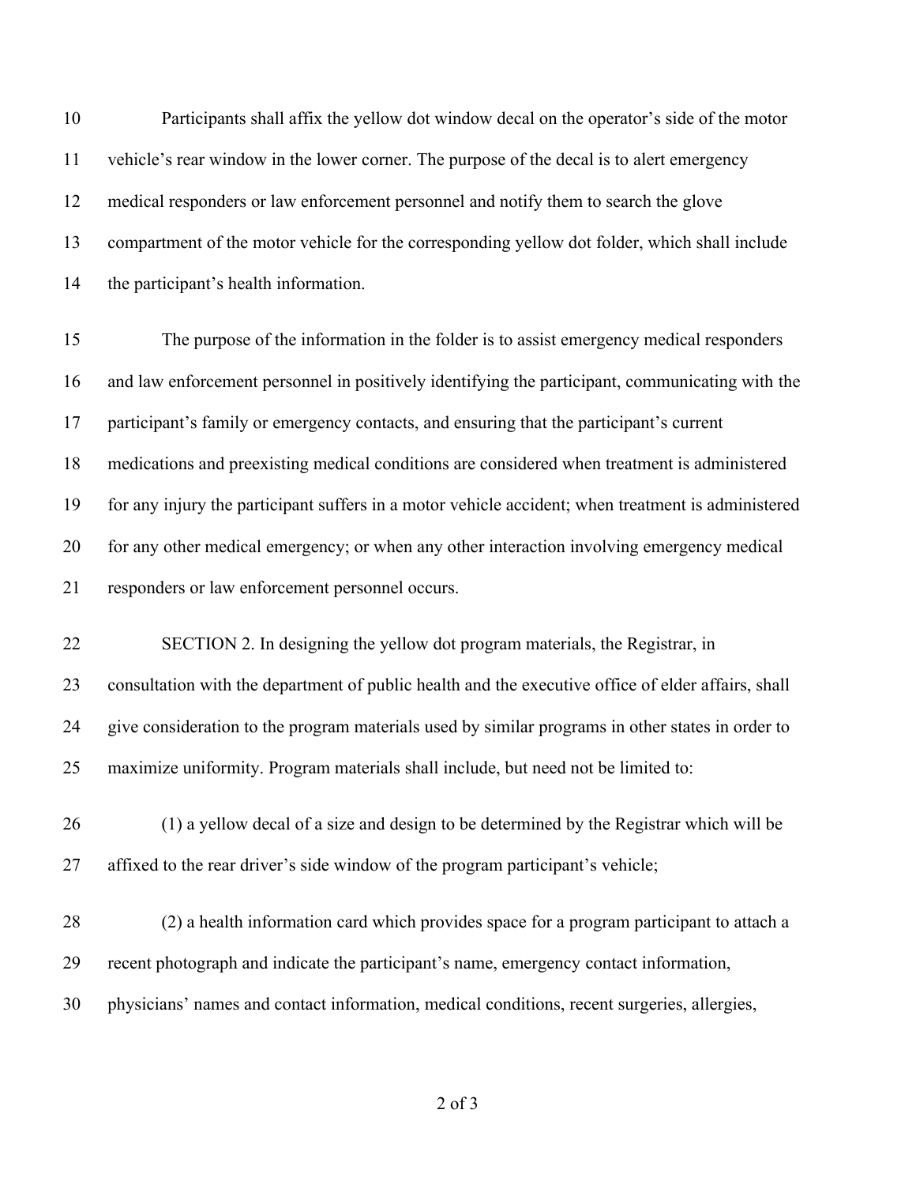Participants shall affix the yellow dot window decal on the operator's side of the motor vehicle's rear window in the lower corner. The purpose of the decal is to alert emergency medical responders or law enforcement personnel and notify them to search the glove compartment of the motor vehicle for the corresponding yellow dot folder, which shall include the participant's health information.

The purpose of the information in the folder is to assist emergency medical responders and law enforcement personnel in positively identifying the participant, communicating with the participant's family or emergency contacts, and ensuring that the participant's current medications and preexisting medical conditions are considered when treatment is administered for any injury the participant suffers in a motor vehicle accident; when treatment is administered for any other medical emergency; or when any other interaction involving emergency medical responders or law enforcement personnel occurs.

SECTION 2. In designing the yellow dot program materials, the Registrar, in consultation with the department of public health and the executive office of elder affairs, shall give consideration to the program materials used by similar programs in other states in order to maximize uniformity. Program materials shall include, but need not be limited to:

(1) a yellow decal of a size and design to be determined by the Registrar which will be affixed to the rear driver's side window of the program participant's vehicle;

(2) a health information card which provides space for a program participant to attach a recent photograph and indicate the participant's name, emergency contact information, physicians' names and contact information, medical conditions, recent surgeries, allergies,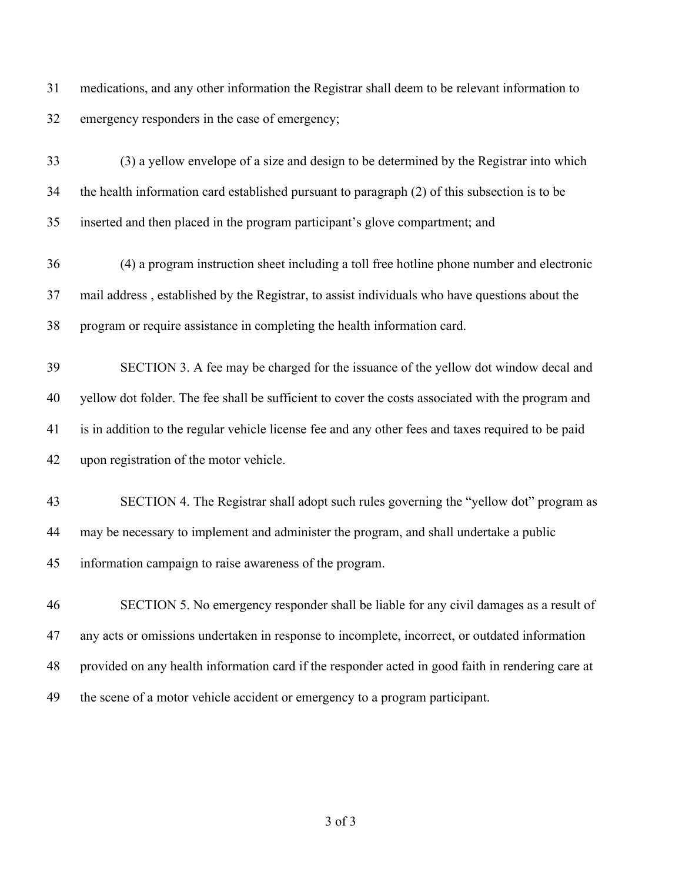medications, and any other information the Registrar shall deem to be relevant information to emergency responders in the case of emergency;

(3) a yellow envelope of a size and design to be determined by the Registrar into which the health information card established pursuant to paragraph (2) of this subsection is to be inserted and then placed in the program participant's glove compartment; and

(4) a program instruction sheet including a toll free hotline phone number and electronic mail address , established by the Registrar, to assist individuals who have questions about the program or require assistance in completing the health information card.

SECTION 3. A fee may be charged for the issuance of the yellow dot window decal and yellow dot folder. The fee shall be sufficient to cover the costs associated with the program and is in addition to the regular vehicle license fee and any other fees and taxes required to be paid upon registration of the motor vehicle.

SECTION 4. The Registrar shall adopt such rules governing the "yellow dot" program as may be necessary to implement and administer the program, and shall undertake a public information campaign to raise awareness of the program.

SECTION 5. No emergency responder shall be liable for any civil damages as a result of any acts or omissions undertaken in response to incomplete, incorrect, or outdated information provided on any health information card if the responder acted in good faith in rendering care at the scene of a motor vehicle accident or emergency to a program participant.